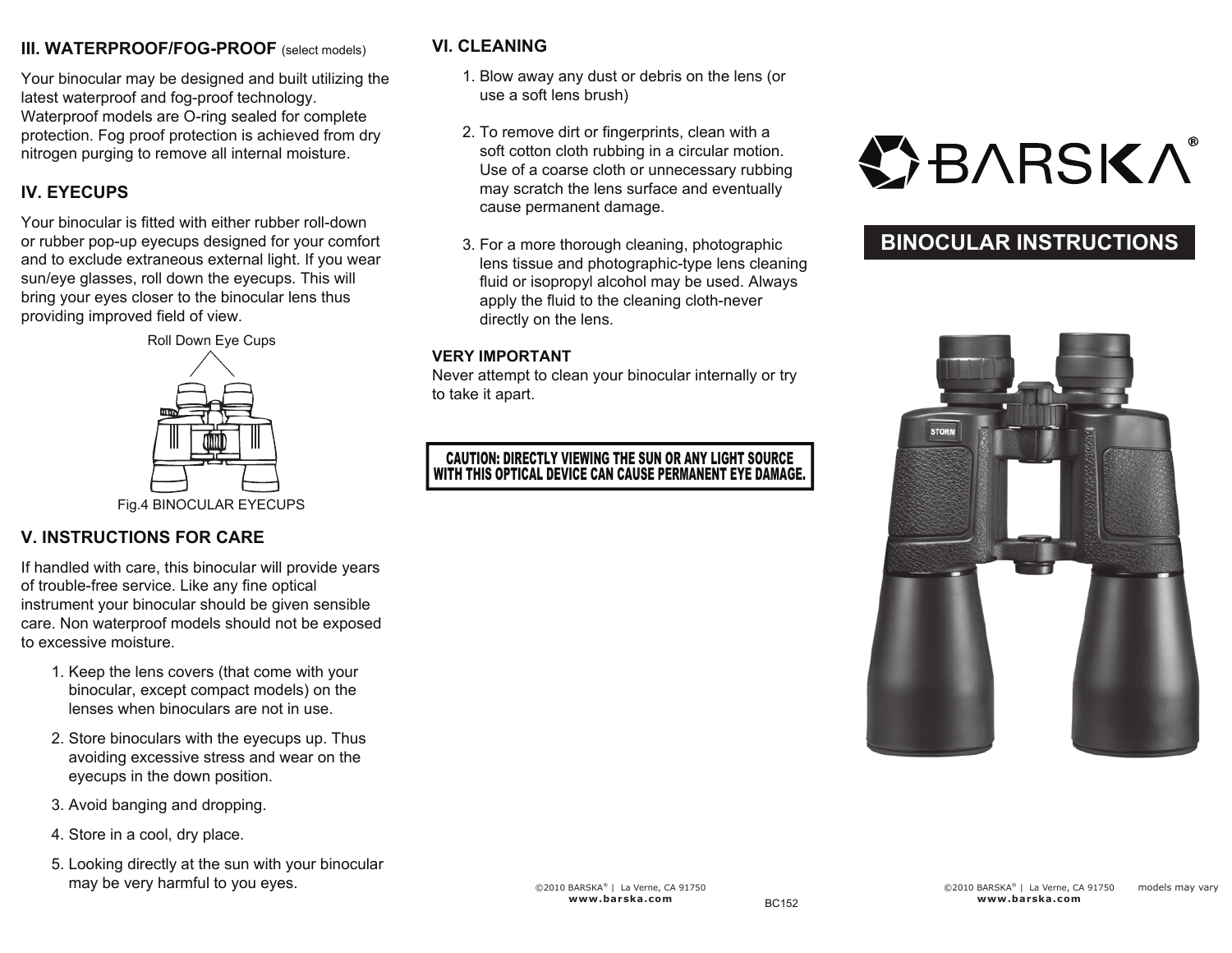## III. WATERPROOF/FOG-PROOF (select models)

Your binocular may be designed and built utilizing the latest waterproof and fog-proof technology. Waterproof models are O-ring sealed for complete protection. Fog proof protection is achieved from dry nitrogen purging to remove all internal moisture.

## IV. EYECUPS

Your binocular is fitted with either rubber roll-down or rubber pop-up eyecups designed for your comfort and to exclude extraneous external light. If you wear sun/eye glasses, roll down the eyecups. This will bring your eyes closer to the binocular lens thus providing improved field of view.

Roll Down Eye Cups

Fig.4 BINOCULAR EYECUPS

## V. INSTRUCTIONS FOR CARE

If handled with care, this binocular will provide years of trouble-free service. Like any fine optical instrument your binocular should be given sensible care. Non waterproof models should not be exposed to excessive moisture.

1. Keep the lens covers (that come with your binocular, except compact models) on the lenses when binoculars are not in use.
2. Store binoculars with the eyecups up. Thus avoiding excessive stress and wear on the eyecups in the down position.
3. Avoid banging and dropping.
4. Store in a cool, dry place.
5. Looking directly at the sun with your binocular may be very harmful to you eyes.

## VI. CLEANING

1. Blow away any dust or debris on the lens (or use a soft lens brush)
2. To remove dirt or fingerprints, clean with a soft cotton cloth rubbing in a circular motion. Use of a coarse cloth or unnecessary rubbing may scratch the lens surface and eventually cause permanent damage.
3. For a more thorough cleaning, photographic lens tissue and photographic-type lens cleaning fluid or isopropyl alcohol may be used. Always apply the fluid to the cleaning cloth-never directly on the lens.

**VERY IMPORTANT**
Never attempt to clean your binocular internally or try to take it apart.

**CAUTION: DIRECTLY VIEWING THE SUN OR ANY LIGHT SOURCE WITH THIS OPTICAL DEVICE CAN CAUSE PERMANENT EYE DAMAGE.**

©2010 BARSKA® | La Verne, CA 91750
www.barska.com

BC152

# BARSKA®

## BINOCULAR INSTRUCTIONS

©2010 BARSKA® | La Verne, CA 91750
www.barska.com

models may vary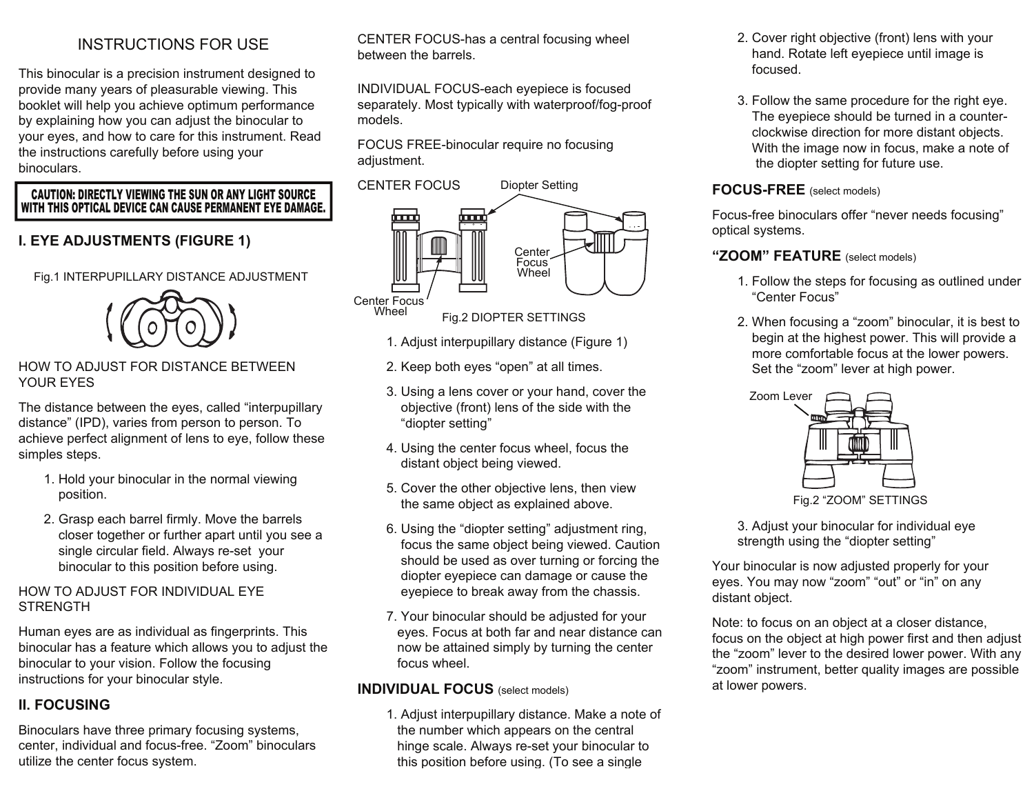## INSTRUCTIONS FOR USE

This binocular is a precision instrument designed to provide many years of pleasurable viewing. This booklet will help you achieve optimum performance by explaining how you can adjust the binocular to your eyes, and how to care for this instrument. Read the instructions carefully before using your binoculars.

**CAUTION: DIRECTLY VIEWING THE SUN OR ANY LIGHT SOURCE WITH THIS OPTICAL DEVICE CAN CAUSE PERMANENT EYE DAMAGE.**

## I. EYE ADJUSTMENTS (FIGURE 1)

Fig.1 INTERPUPILLARY DISTANCE ADJUSTMENT

HOW TO ADJUST FOR DISTANCE BETWEEN YOUR EYES

The distance between the eyes, called "interpupillary distance" (IPD), varies from person to person. To achieve perfect alignment of lens to eye, follow these simples steps.

1. Hold your binocular in the normal viewing position.
2. Grasp each barrel firmly. Move the barrels closer together or further apart until you see a single circular field. Always re-set your binocular to this position before using.

HOW TO ADJUST FOR INDIVIDUAL EYE STRENGTH

Human eyes are as individual as fingerprints. This binocular has a feature which allows you to adjust the binocular to your vision. Follow the focusing instructions for your binocular style.

## II. FOCUSING

Binoculars have three primary focusing systems, center, individual and focus-free. "Zoom" binoculars utilize the center focus system.

CENTER FOCUS-has a central focusing wheel between the barrels.

INDIVIDUAL FOCUS-each eyepiece is focused separately. Most typically with waterproof/fog-proof models.

FOCUS FREE-binocular require no focusing adjustment.

CENTER FOCUS

Diopter Setting

Center Focus Wheel

Center Focus Wheel

Fig.2 DIOPTER SETTINGS

1. Adjust interpupillary distance (Figure 1)
2. Keep both eyes "open" at all times.
3. Using a lens cover or your hand, cover the objective (front) lens of the side with the "diopter setting"
4. Using the center focus wheel, focus the distant object being viewed.
5. Cover the other objective lens, then view the same object as explained above.
6. Using the "diopter setting" adjustment ring, focus the same object being viewed. Caution should be used as over turning or forcing the diopter eyepiece can damage or cause the eyepiece to break away from the chassis.
7. Your binocular should be adjusted for your eyes. Focus at both far and near distance can now be attained simply by turning the center focus wheel.

### INDIVIDUAL FOCUS (select models)

1. Adjust interpupillary distance. Make a note of the number which appears on the central hinge scale. Always re-set your binocular to this position before using. (To see a single
2. Cover right objective (front) lens with your hand. Rotate left eyepiece until image is focused.
3. Follow the same procedure for the right eye. The eyepiece should be turned in a counter-clockwise direction for more distant objects. With the image now in focus, make a note of the diopter setting for future use.

### FOCUS-FREE (select models)

Focus-free binoculars offer "never needs focusing" optical systems.

### "ZOOM" FEATURE (select models)

1. Follow the steps for focusing as outlined under "Center Focus"
2. When focusing a "zoom" binocular, it is best to begin at the highest power. This will provide a more comfortable focus at the lower powers. Set the "zoom" lever at high power.

Zoom Lever

Fig.2 "ZOOM" SETTINGS

3. Adjust your binocular for individual eye strength using the "diopter setting"

Your binocular is now adjusted properly for your eyes. You may now "zoom" "out" or "in" on any distant object.

Note: to focus on an object at a closer distance, focus on the object at high power first and then adjust the "zoom" lever to the desired lower power. With any "zoom" instrument, better quality images are possible at lower powers.